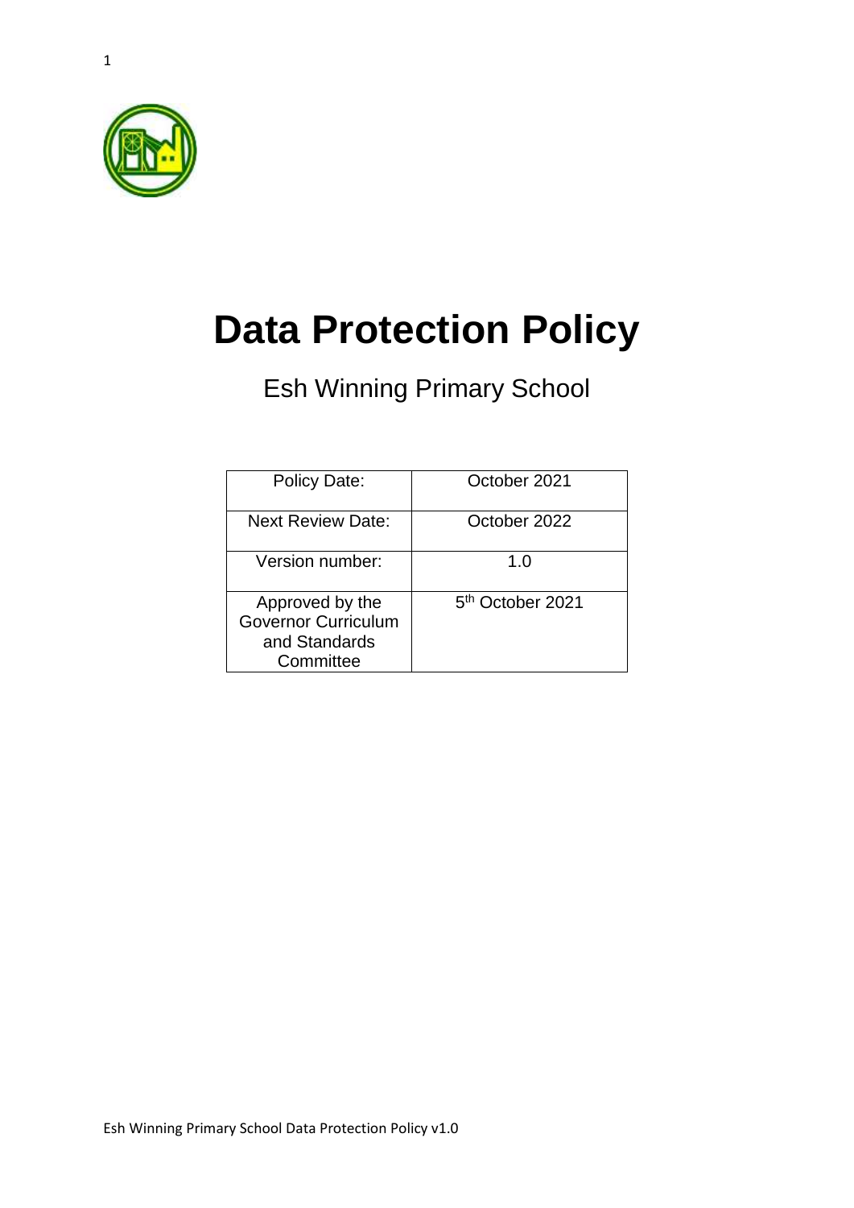# Data Protection Policy

Esh Winning Primary School

| Policy Date: | October 2021 |
|---|---|
| Next Review Date: | October 2022 |
| Version number: | 1.0 |
| Approved by the Governor Curriculum and Standards Committee | 5th October 2021 |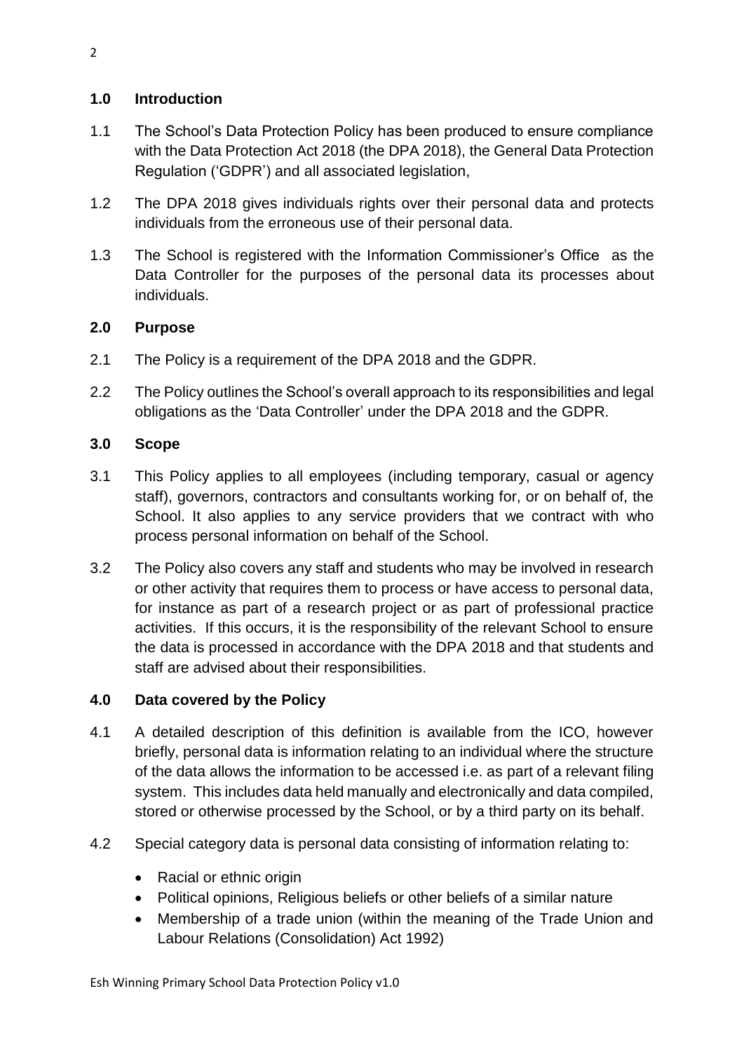## 1.0 Introduction

1.1 The School's Data Protection Policy has been produced to ensure compliance with the Data Protection Act 2018 (the DPA 2018), the General Data Protection Regulation ('GDPR') and all associated legislation,

1.2 The DPA 2018 gives individuals rights over their personal data and protects individuals from the erroneous use of their personal data.

1.3 The School is registered with the Information Commissioner's Office as the Data Controller for the purposes of the personal data its processes about individuals.

## 2.0 Purpose

2.1 The Policy is a requirement of the DPA 2018 and the GDPR.

2.2 The Policy outlines the School's overall approach to its responsibilities and legal obligations as the 'Data Controller' under the DPA 2018 and the GDPR.

## 3.0 Scope

3.1 This Policy applies to all employees (including temporary, casual or agency staff), governors, contractors and consultants working for, or on behalf of, the School. It also applies to any service providers that we contract with who process personal information on behalf of the School.

3.2 The Policy also covers any staff and students who may be involved in research or other activity that requires them to process or have access to personal data, for instance as part of a research project or as part of professional practice activities. If this occurs, it is the responsibility of the relevant School to ensure the data is processed in accordance with the DPA 2018 and that students and staff are advised about their responsibilities.

## 4.0 Data covered by the Policy

4.1 A detailed description of this definition is available from the ICO, however briefly, personal data is information relating to an individual where the structure of the data allows the information to be accessed i.e. as part of a relevant filing system. This includes data held manually and electronically and data compiled, stored or otherwise processed by the School, or by a third party on its behalf.

4.2 Special category data is personal data consisting of information relating to:

- Racial or ethnic origin
- Political opinions, Religious beliefs or other beliefs of a similar nature
- Membership of a trade union (within the meaning of the Trade Union and Labour Relations (Consolidation) Act 1992)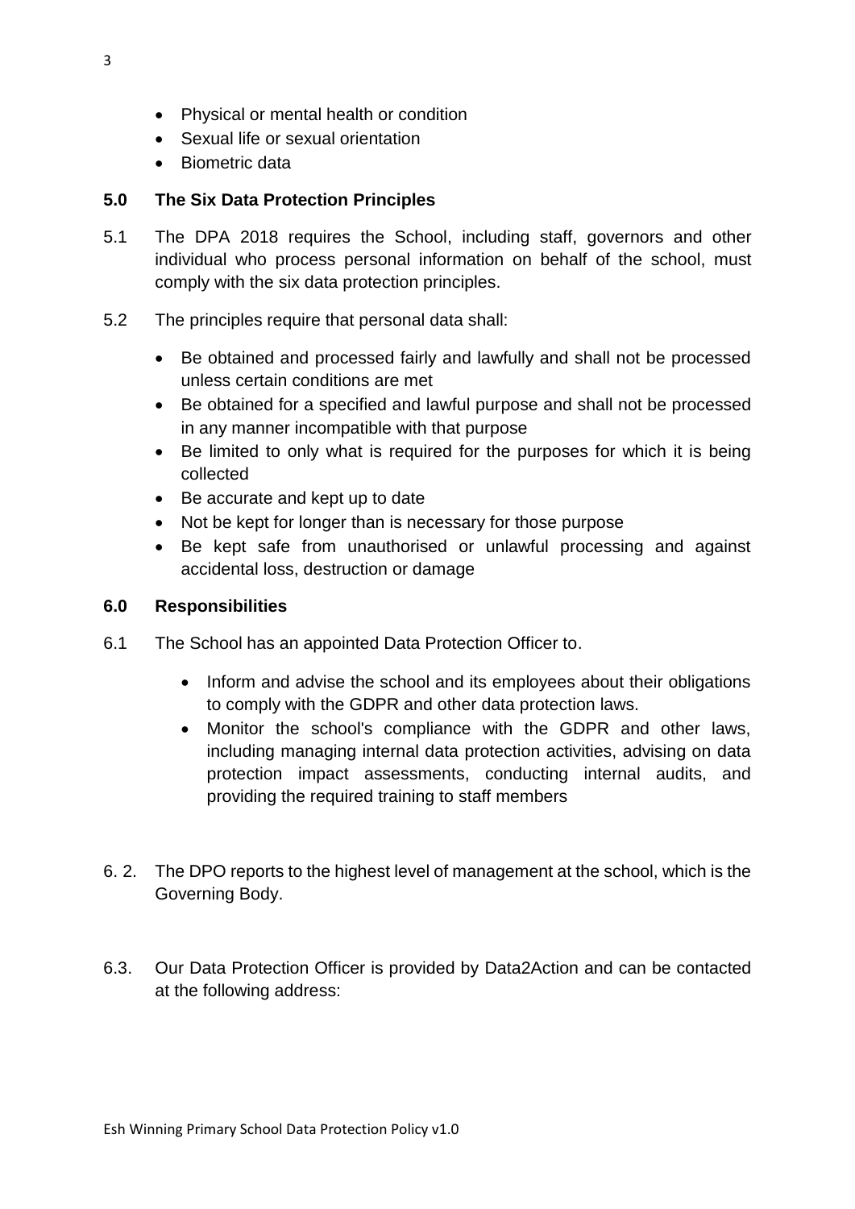- Physical or mental health or condition
- Sexual life or sexual orientation
- Biometric data

## 5.0 The Six Data Protection Principles

5.1 The DPA 2018 requires the School, including staff, governors and other individual who process personal information on behalf of the school, must comply with the six data protection principles.

5.2 The principles require that personal data shall:

- Be obtained and processed fairly and lawfully and shall not be processed unless certain conditions are met
- Be obtained for a specified and lawful purpose and shall not be processed in any manner incompatible with that purpose
- Be limited to only what is required for the purposes for which it is being collected
- Be accurate and kept up to date
- Not be kept for longer than is necessary for those purpose
- Be kept safe from unauthorised or unlawful processing and against accidental loss, destruction or damage

## 6.0 Responsibilities

6.1 The School has an appointed Data Protection Officer to.

- Inform and advise the school and its employees about their obligations to comply with the GDPR and other data protection laws.
- Monitor the school's compliance with the GDPR and other laws, including managing internal data protection activities, advising on data protection impact assessments, conducting internal audits, and providing the required training to staff members

6. 2. The DPO reports to the highest level of management at the school, which is the Governing Body.

6.3. Our Data Protection Officer is provided by Data2Action and can be contacted at the following address: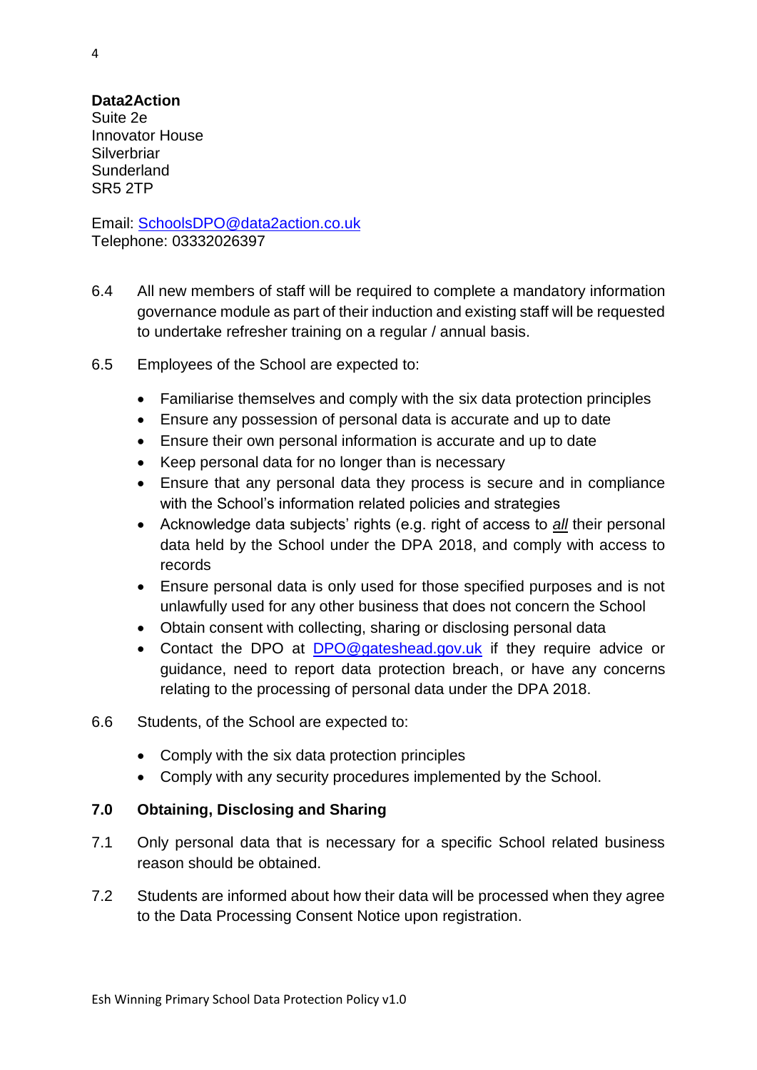**Data2Action**
Suite 2e
Innovator House
Silverbriar
Sunderland
SR5 2TP

Email: SchoolsDPO@data2action.co.uk
Telephone: 03332026397

6.4 All new members of staff will be required to complete a mandatory information governance module as part of their induction and existing staff will be requested to undertake refresher training on a regular / annual basis.

6.5 Employees of the School are expected to:

- Familiarise themselves and comply with the six data protection principles
- Ensure any possession of personal data is accurate and up to date
- Ensure their own personal information is accurate and up to date
- Keep personal data for no longer than is necessary
- Ensure that any personal data they process is secure and in compliance with the School's information related policies and strategies
- Acknowledge data subjects' rights (e.g. right of access to ***all*** their personal data held by the School under the DPA 2018, and comply with access to records
- Ensure personal data is only used for those specified purposes and is not unlawfully used for any other business that does not concern the School
- Obtain consent with collecting, sharing or disclosing personal data
- Contact the DPO at DPO@gateshead.gov.uk if they require advice or guidance, need to report data protection breach, or have any concerns relating to the processing of personal data under the DPA 2018.

6.6 Students, of the School are expected to:

- Comply with the six data protection principles
- Comply with any security procedures implemented by the School.

## 7.0 Obtaining, Disclosing and Sharing

7.1 Only personal data that is necessary for a specific School related business reason should be obtained.

7.2 Students are informed about how their data will be processed when they agree to the Data Processing Consent Notice upon registration.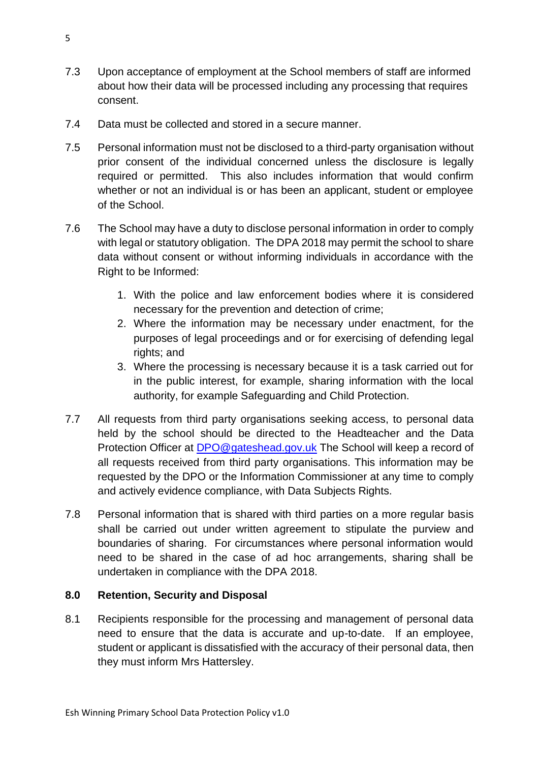7.3 Upon acceptance of employment at the School members of staff are informed about how their data will be processed including any processing that requires consent.

7.4 Data must be collected and stored in a secure manner.

7.5 Personal information must not be disclosed to a third-party organisation without prior consent of the individual concerned unless the disclosure is legally required or permitted. This also includes information that would confirm whether or not an individual is or has been an applicant, student or employee of the School.

7.6 The School may have a duty to disclose personal information in order to comply with legal or statutory obligation. The DPA 2018 may permit the school to share data without consent or without informing individuals in accordance with the Right to be Informed:

1. With the police and law enforcement bodies where it is considered necessary for the prevention and detection of crime;
2. Where the information may be necessary under enactment, for the purposes of legal proceedings and or for exercising of defending legal rights; and
3. Where the processing is necessary because it is a task carried out for in the public interest, for example, sharing information with the local authority, for example Safeguarding and Child Protection.

7.7 All requests from third party organisations seeking access, to personal data held by the school should be directed to the Headteacher and the Data Protection Officer at [DPO@gateshead.gov.uk](mailto:DPO@gateshead.gov.uk) The School will keep a record of all requests received from third party organisations. This information may be requested by the DPO or the Information Commissioner at any time to comply and actively evidence compliance, with Data Subjects Rights.

7.8 Personal information that is shared with third parties on a more regular basis shall be carried out under written agreement to stipulate the purview and boundaries of sharing. For circumstances where personal information would need to be shared in the case of ad hoc arrangements, sharing shall be undertaken in compliance with the DPA 2018.

## 8.0 Retention, Security and Disposal

8.1 Recipients responsible for the processing and management of personal data need to ensure that the data is accurate and up-to-date. If an employee, student or applicant is dissatisfied with the accuracy of their personal data, then they must inform Mrs Hattersley.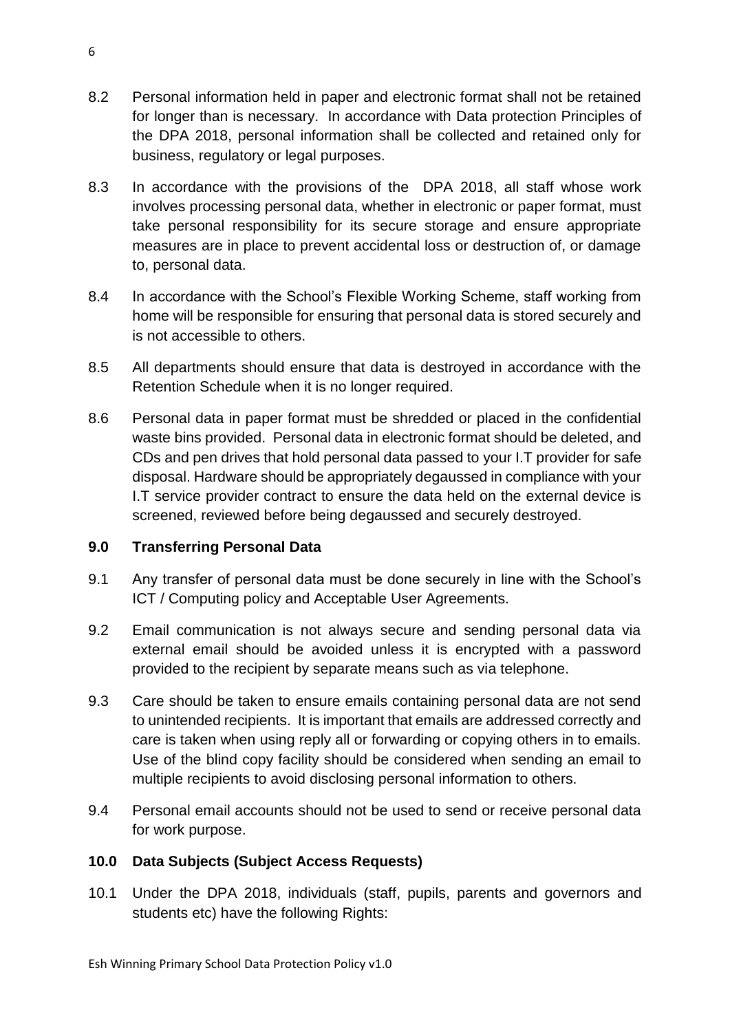8.2 Personal information held in paper and electronic format shall not be retained for longer than is necessary. In accordance with Data protection Principles of the DPA 2018, personal information shall be collected and retained only for business, regulatory or legal purposes.

8.3 In accordance with the provisions of the DPA 2018, all staff whose work involves processing personal data, whether in electronic or paper format, must take personal responsibility for its secure storage and ensure appropriate measures are in place to prevent accidental loss or destruction of, or damage to, personal data.

8.4 In accordance with the School's Flexible Working Scheme, staff working from home will be responsible for ensuring that personal data is stored securely and is not accessible to others.

8.5 All departments should ensure that data is destroyed in accordance with the Retention Schedule when it is no longer required.

8.6 Personal data in paper format must be shredded or placed in the confidential waste bins provided. Personal data in electronic format should be deleted, and CDs and pen drives that hold personal data passed to your I.T provider for safe disposal. Hardware should be appropriately degaussed in compliance with your I.T service provider contract to ensure the data held on the external device is screened, reviewed before being degaussed and securely destroyed.

## 9.0 Transferring Personal Data

9.1 Any transfer of personal data must be done securely in line with the School's ICT / Computing policy and Acceptable User Agreements.

9.2 Email communication is not always secure and sending personal data via external email should be avoided unless it is encrypted with a password provided to the recipient by separate means such as via telephone.

9.3 Care should be taken to ensure emails containing personal data are not send to unintended recipients. It is important that emails are addressed correctly and care is taken when using reply all or forwarding or copying others in to emails. Use of the blind copy facility should be considered when sending an email to multiple recipients to avoid disclosing personal information to others.

9.4 Personal email accounts should not be used to send or receive personal data for work purpose.

## 10.0 Data Subjects (Subject Access Requests)

10.1 Under the DPA 2018, individuals (staff, pupils, parents and governors and students etc) have the following Rights: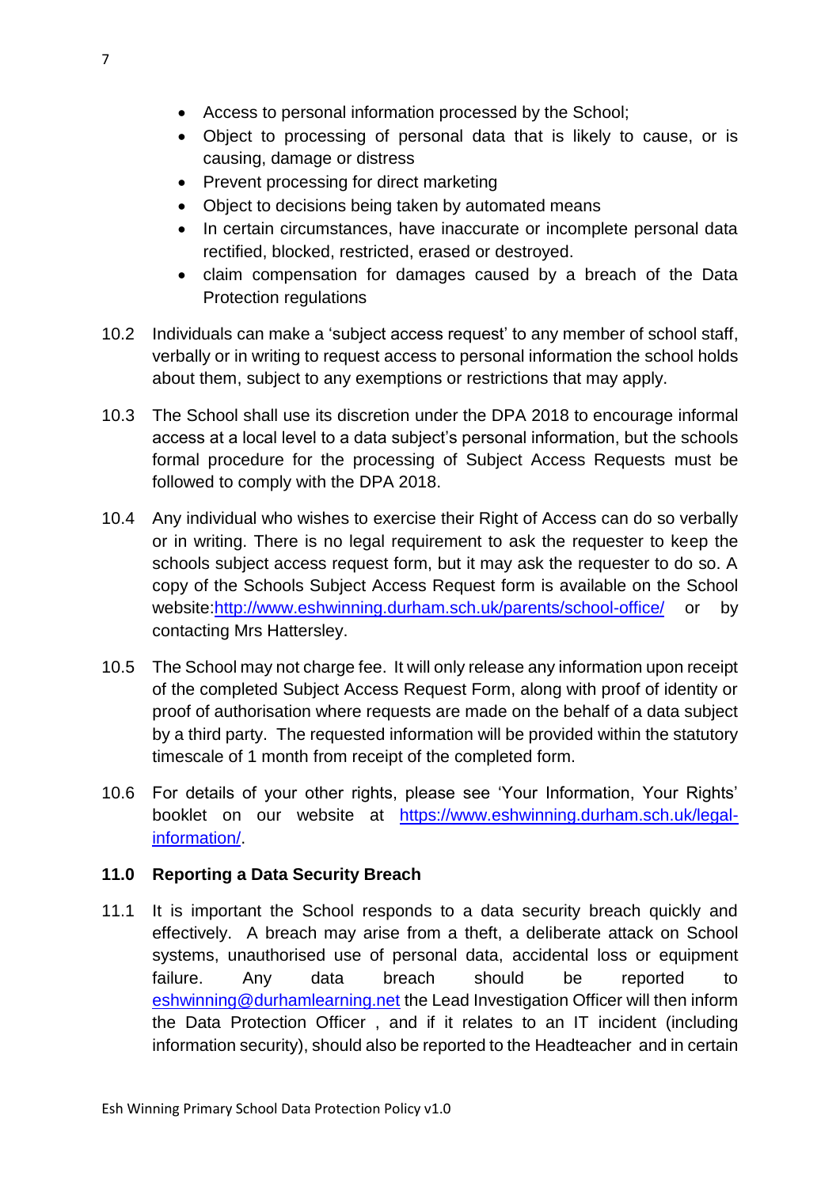- Access to personal information processed by the School;
- Object to processing of personal data that is likely to cause, or is causing, damage or distress
- Prevent processing for direct marketing
- Object to decisions being taken by automated means
- In certain circumstances, have inaccurate or incomplete personal data rectified, blocked, restricted, erased or destroyed.
- claim compensation for damages caused by a breach of the Data Protection regulations

10.2 Individuals can make a 'subject access request' to any member of school staff, verbally or in writing to request access to personal information the school holds about them, subject to any exemptions or restrictions that may apply.

10.3 The School shall use its discretion under the DPA 2018 to encourage informal access at a local level to a data subject's personal information, but the schools formal procedure for the processing of Subject Access Requests must be followed to comply with the DPA 2018.

10.4 Any individual who wishes to exercise their Right of Access can do so verbally or in writing. There is no legal requirement to ask the requester to keep the schools subject access request form, but it may ask the requester to do so. A copy of the Schools Subject Access Request form is available on the School website:[http://www.eshwinning.durham.sch.uk/parents/school-office/](http://www.eshwinning.durham.sch.uk/parents/school-office/) or by contacting Mrs Hattersley.

10.5 The School may not charge fee. It will only release any information upon receipt of the completed Subject Access Request Form, along with proof of identity or proof of authorisation where requests are made on the behalf of a data subject by a third party. The requested information will be provided within the statutory timescale of 1 month from receipt of the completed form.

10.6 For details of your other rights, please see 'Your Information, Your Rights' booklet on our website at [https://www.eshwinning.durham.sch.uk/legal-information/](https://www.eshwinning.durham.sch.uk/legal-information/).

## 11.0 Reporting a Data Security Breach

11.1 It is important the School responds to a data security breach quickly and effectively. A breach may arise from a theft, a deliberate attack on School systems, unauthorised use of personal data, accidental loss or equipment failure. Any data breach should be reported to [eshwinning@durhamlearning.net](mailto:eshwinning@durhamlearning.net) the Lead Investigation Officer will then inform the Data Protection Officer , and if it relates to an IT incident (including information security), should also be reported to the Headteacher and in certain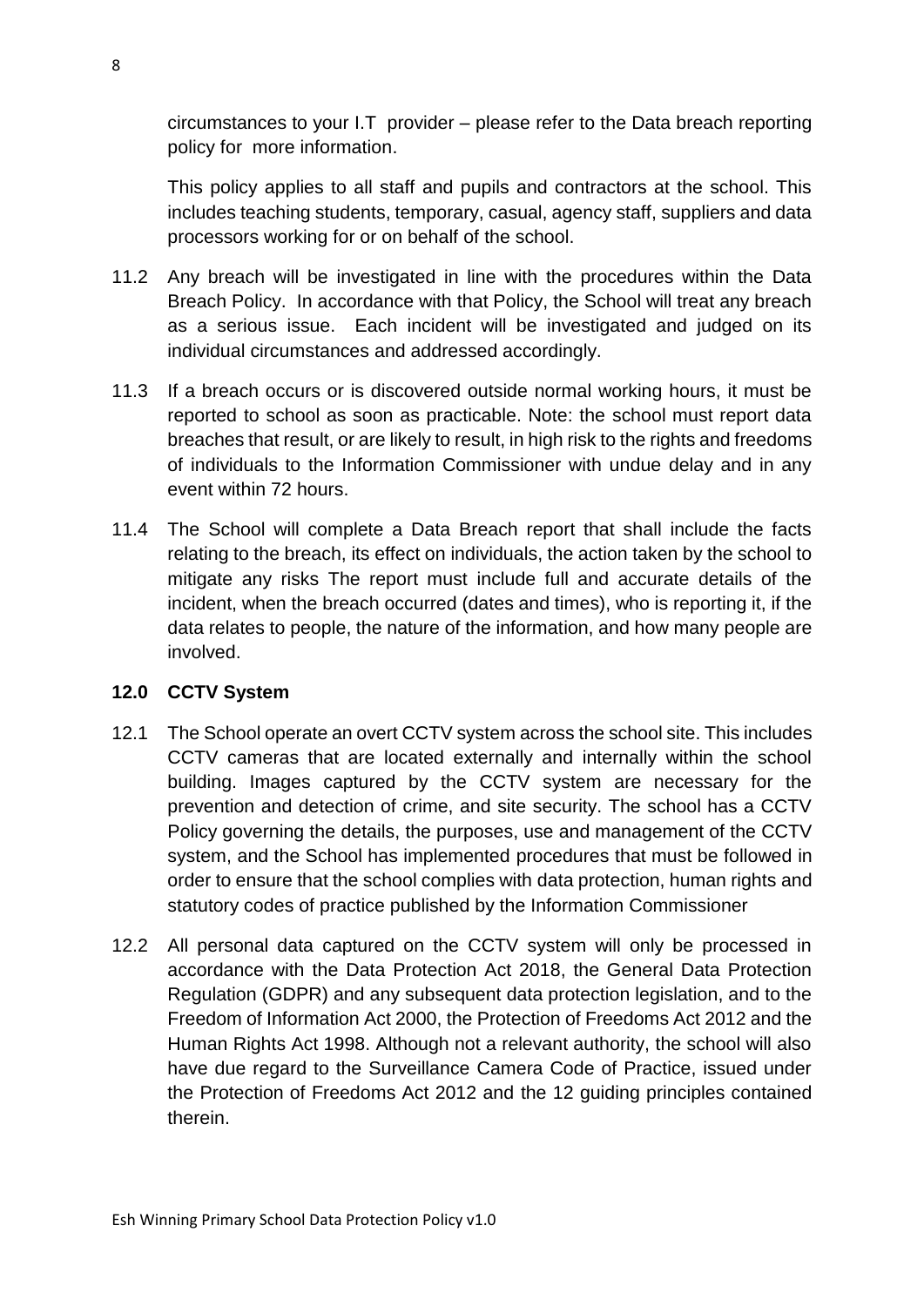circumstances to your I.T provider – please refer to the Data breach reporting policy for more information.

This policy applies to all staff and pupils and contractors at the school. This includes teaching students, temporary, casual, agency staff, suppliers and data processors working for or on behalf of the school.

11.2 Any breach will be investigated in line with the procedures within the Data Breach Policy. In accordance with that Policy, the School will treat any breach as a serious issue. Each incident will be investigated and judged on its individual circumstances and addressed accordingly.

11.3 If a breach occurs or is discovered outside normal working hours, it must be reported to school as soon as practicable. Note: the school must report data breaches that result, or are likely to result, in high risk to the rights and freedoms of individuals to the Information Commissioner with undue delay and in any event within 72 hours.

11.4 The School will complete a Data Breach report that shall include the facts relating to the breach, its effect on individuals, the action taken by the school to mitigate any risks The report must include full and accurate details of the incident, when the breach occurred (dates and times), who is reporting it, if the data relates to people, the nature of the information, and how many people are involved.

## 12.0 CCTV System

12.1 The School operate an overt CCTV system across the school site. This includes CCTV cameras that are located externally and internally within the school building. Images captured by the CCTV system are necessary for the prevention and detection of crime, and site security. The school has a CCTV Policy governing the details, the purposes, use and management of the CCTV system, and the School has implemented procedures that must be followed in order to ensure that the school complies with data protection, human rights and statutory codes of practice published by the Information Commissioner

12.2 All personal data captured on the CCTV system will only be processed in accordance with the Data Protection Act 2018, the General Data Protection Regulation (GDPR) and any subsequent data protection legislation, and to the Freedom of Information Act 2000, the Protection of Freedoms Act 2012 and the Human Rights Act 1998. Although not a relevant authority, the school will also have due regard to the Surveillance Camera Code of Practice, issued under the Protection of Freedoms Act 2012 and the 12 guiding principles contained therein.